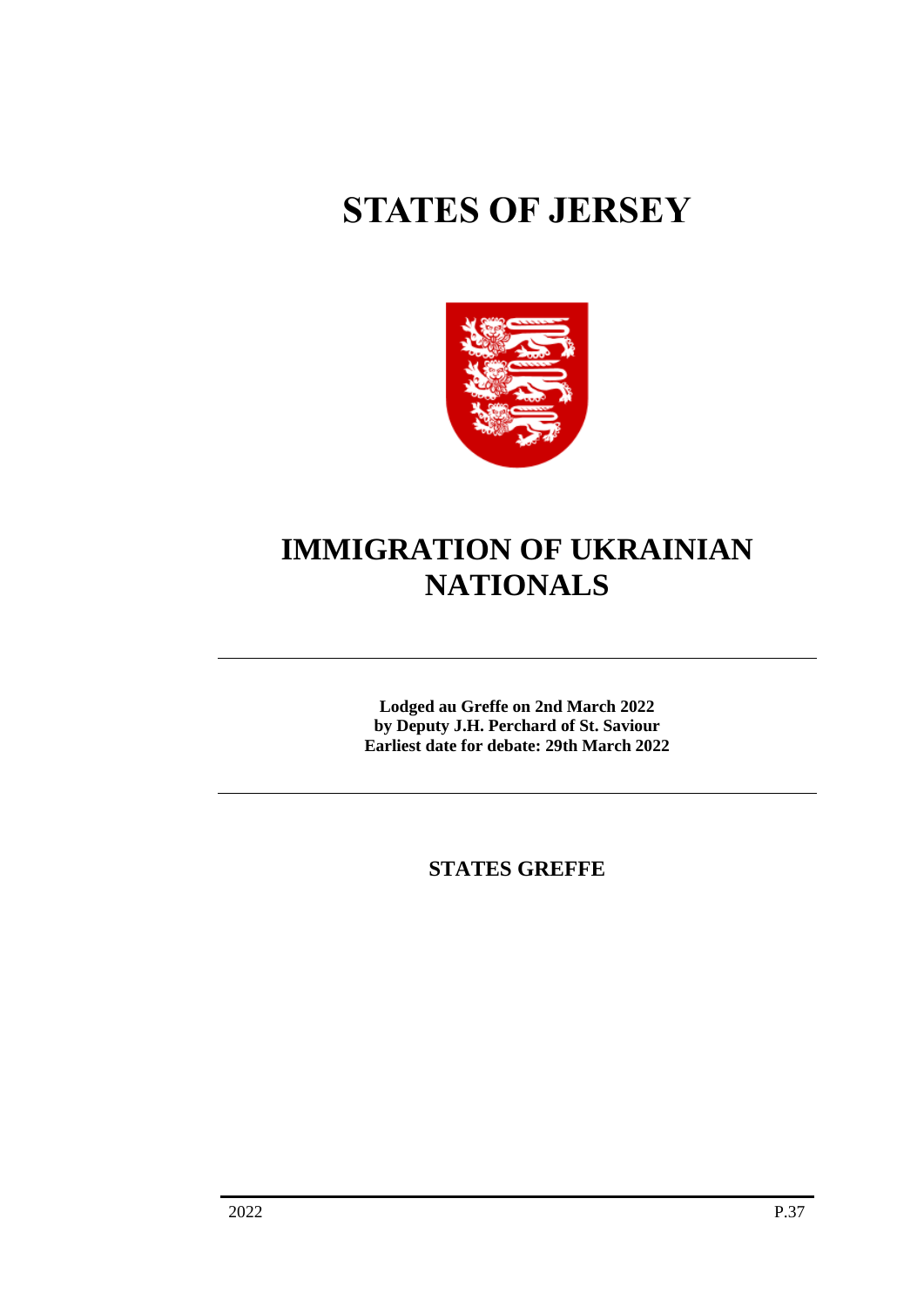# STATES OF JERSEY

# IMMIGRATION OF UKRAINIAN NATIONALS

**Lodged au Greffe on 2nd March 2022**
**by Deputy J.H. Perchard of St. Saviour**
**Earliest date for debate: 29th March 2022**

**STATES GREFFE**

2022 P.37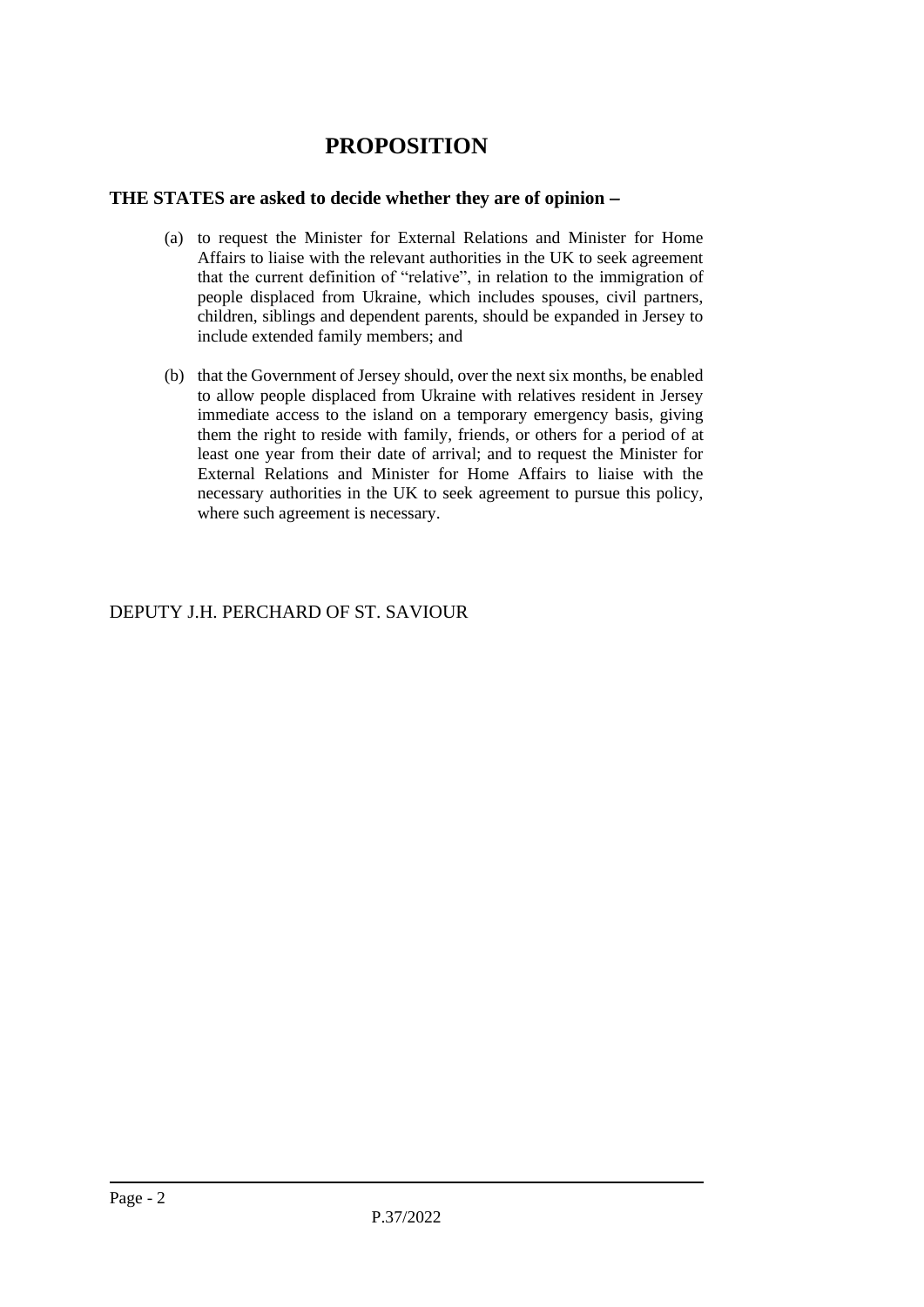# PROPOSITION

**THE STATES are asked to decide whether they are of opinion −**

(a) to request the Minister for External Relations and Minister for Home Affairs to liaise with the relevant authorities in the UK to seek agreement that the current definition of "relative", in relation to the immigration of people displaced from Ukraine, which includes spouses, civil partners, children, siblings and dependent parents, should be expanded in Jersey to include extended family members; and

(b) that the Government of Jersey should, over the next six months, be enabled to allow people displaced from Ukraine with relatives resident in Jersey immediate access to the island on a temporary emergency basis, giving them the right to reside with family, friends, or others for a period of at least one year from their date of arrival; and to request the Minister for External Relations and Minister for Home Affairs to liaise with the necessary authorities in the UK to seek agreement to pursue this policy, where such agreement is necessary.

DEPUTY J.H. PERCHARD OF ST. SAVIOUR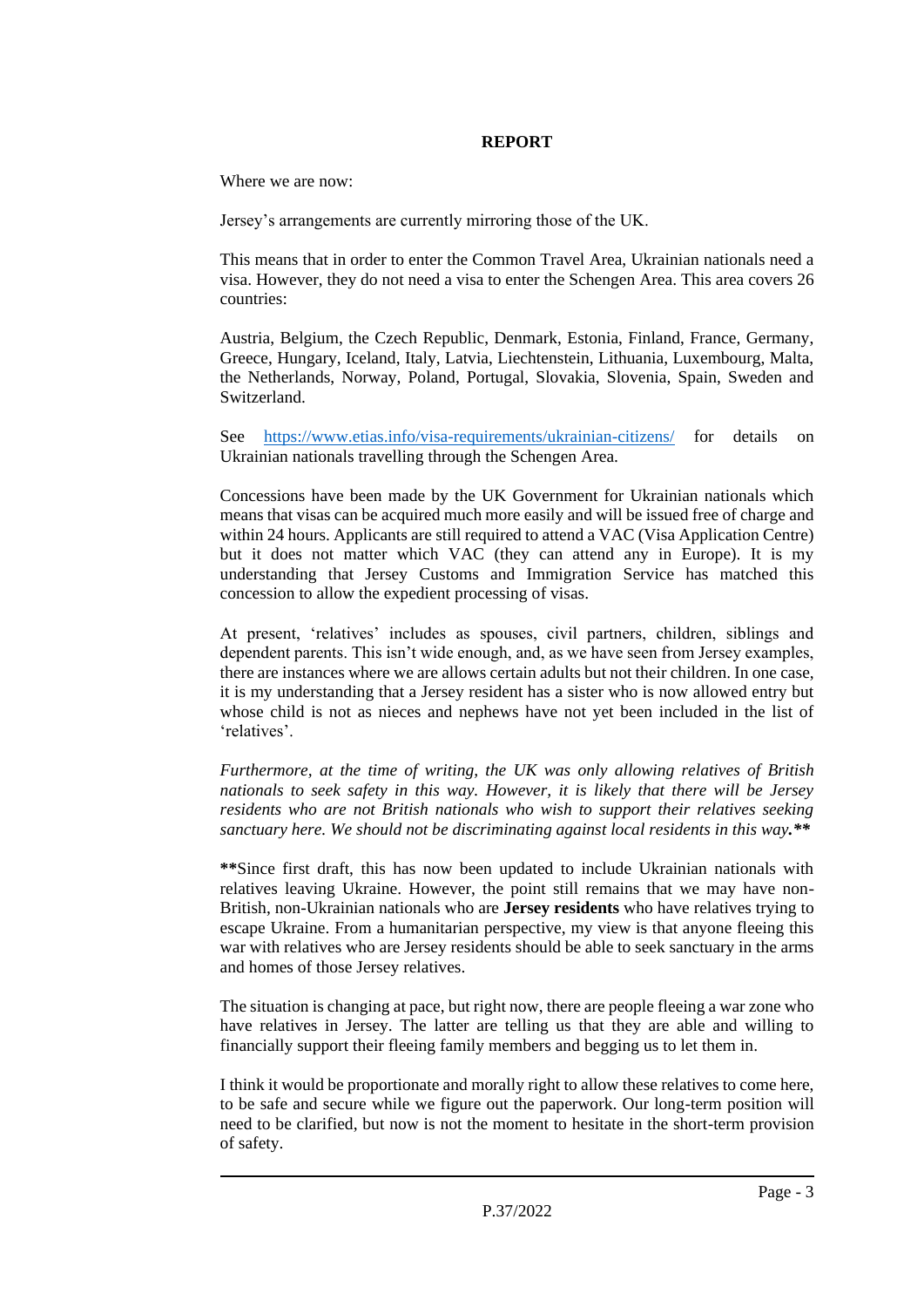**REPORT**

Where we are now:

Jersey's arrangements are currently mirroring those of the UK.

This means that in order to enter the Common Travel Area, Ukrainian nationals need a visa. However, they do not need a visa to enter the Schengen Area. This area covers 26 countries:

Austria, Belgium, the Czech Republic, Denmark, Estonia, Finland, France, Germany, Greece, Hungary, Iceland, Italy, Latvia, Liechtenstein, Lithuania, Luxembourg, Malta, the Netherlands, Norway, Poland, Portugal, Slovakia, Slovenia, Spain, Sweden and Switzerland.

See https://www.etias.info/visa-requirements/ukrainian-citizens/ for details on Ukrainian nationals travelling through the Schengen Area.

Concessions have been made by the UK Government for Ukrainian nationals which means that visas can be acquired much more easily and will be issued free of charge and within 24 hours. Applicants are still required to attend a VAC (Visa Application Centre) but it does not matter which VAC (they can attend any in Europe). It is my understanding that Jersey Customs and Immigration Service has matched this concession to allow the expedient processing of visas.

At present, 'relatives' includes as spouses, civil partners, children, siblings and dependent parents. This isn't wide enough, and, as we have seen from Jersey examples, there are instances where we are allows certain adults but not their children. In one case, it is my understanding that a Jersey resident has a sister who is now allowed entry but whose child is not as nieces and nephews have not yet been included in the list of 'relatives'.

*Furthermore, at the time of writing, the UK was only allowing relatives of British nationals to seek safety in this way. However, it is likely that there will be Jersey residents who are not British nationals who wish to support their relatives seeking sanctuary here. We should not be discriminating against local residents in this way.****

****Since first draft, this has now been updated to include Ukrainian nationals with relatives leaving Ukraine. However, the point still remains that we may have non-British, non-Ukrainian nationals who are **Jersey residents** who have relatives trying to escape Ukraine. From a humanitarian perspective, my view is that anyone fleeing this war with relatives who are Jersey residents should be able to seek sanctuary in the arms and homes of those Jersey relatives.

The situation is changing at pace, but right now, there are people fleeing a war zone who have relatives in Jersey. The latter are telling us that they are able and willing to financially support their fleeing family members and begging us to let them in.

I think it would be proportionate and morally right to allow these relatives to come here, to be safe and secure while we figure out the paperwork. Our long-term position will need to be clarified, but now is not the moment to hesitate in the short-term provision of safety.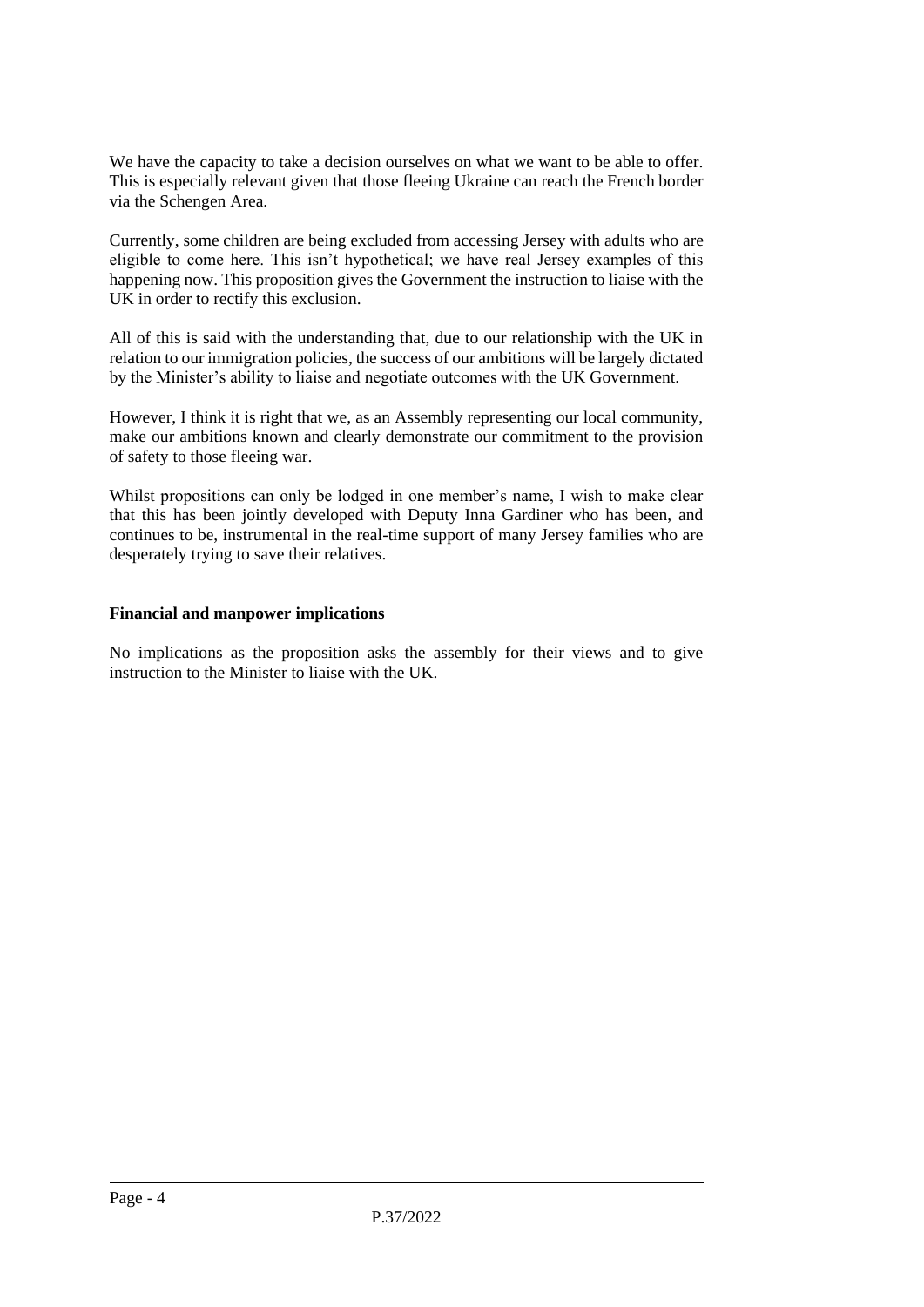We have the capacity to take a decision ourselves on what we want to be able to offer. This is especially relevant given that those fleeing Ukraine can reach the French border via the Schengen Area.

Currently, some children are being excluded from accessing Jersey with adults who are eligible to come here. This isn't hypothetical; we have real Jersey examples of this happening now. This proposition gives the Government the instruction to liaise with the UK in order to rectify this exclusion.

All of this is said with the understanding that, due to our relationship with the UK in relation to our immigration policies, the success of our ambitions will be largely dictated by the Minister's ability to liaise and negotiate outcomes with the UK Government.

However, I think it is right that we, as an Assembly representing our local community, make our ambitions known and clearly demonstrate our commitment to the provision of safety to those fleeing war.

Whilst propositions can only be lodged in one member's name, I wish to make clear that this has been jointly developed with Deputy Inna Gardiner who has been, and continues to be, instrumental in the real-time support of many Jersey families who are desperately trying to save their relatives.

**Financial and manpower implications**

No implications as the proposition asks the assembly for their views and to give instruction to the Minister to liaise with the UK.